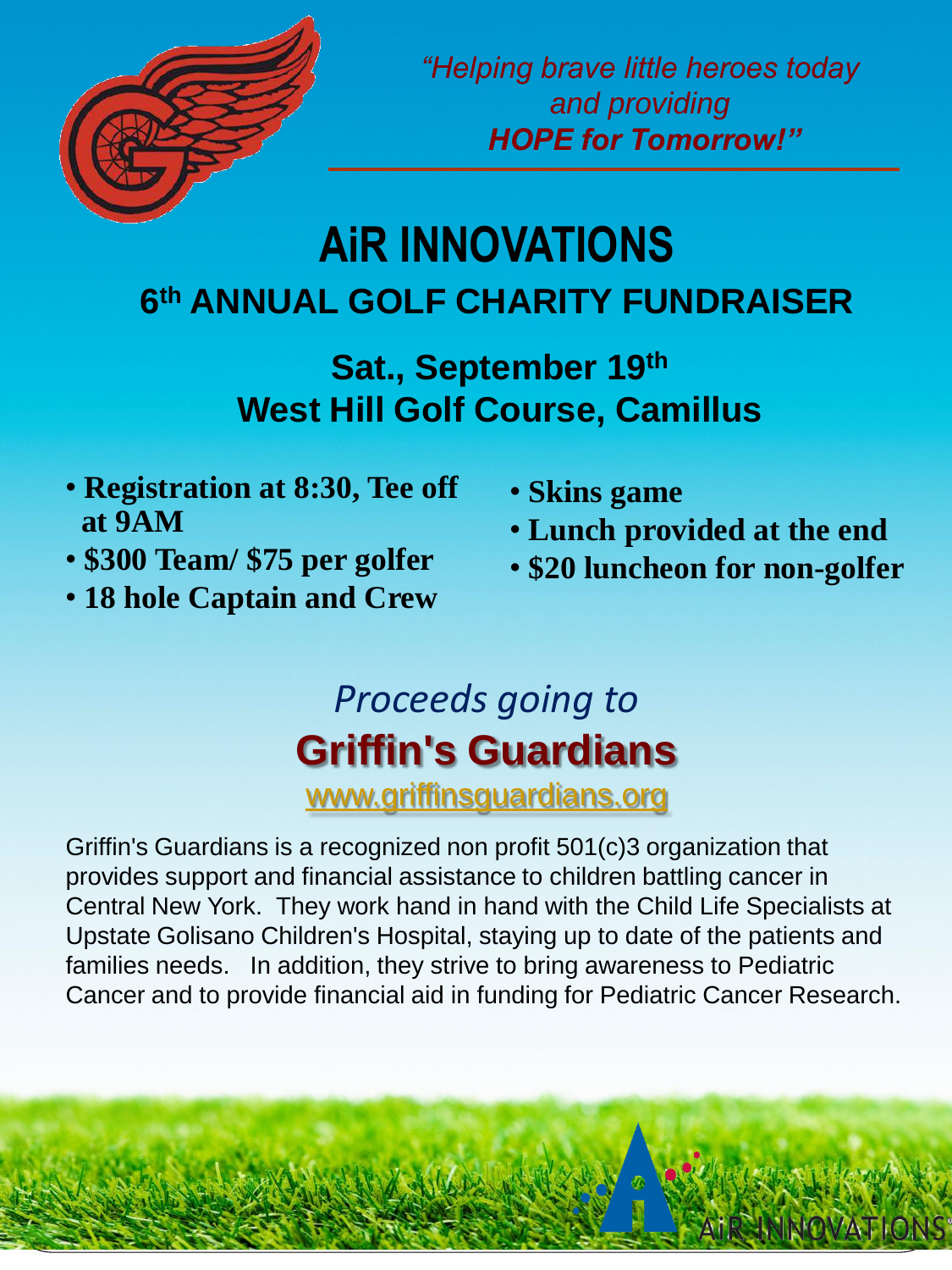*"Helping brave little heroes today and providing* ***HOPE for Tomorrow!"***

# AiR INNOVATIONS

## 6th ANNUAL GOLF CHARITY FUNDRAISER

### Sat., September 19th
### West Hill Golf Course, Camillus

- **Registration at 8:30, Tee off at 9AM**
- **$300 Team/ $75 per golfer**
- **18 hole Captain and Crew**
- **Skins game**
- **Lunch provided at the end**
- **$20 luncheon for non-golfer**

*Proceeds going to*

## Griffin's Guardians

www.griffinsguardians.org

Griffin's Guardians is a recognized non profit 501(c)3 organization that provides support and financial assistance to children battling cancer in Central New York. They work hand in hand with the Child Life Specialists at Upstate Golisano Children's Hospital, staying up to date of the patients and families needs. In addition, they strive to bring awareness to Pediatric Cancer and to provide financial aid in funding for Pediatric Cancer Research.

AiR INNOVATIONS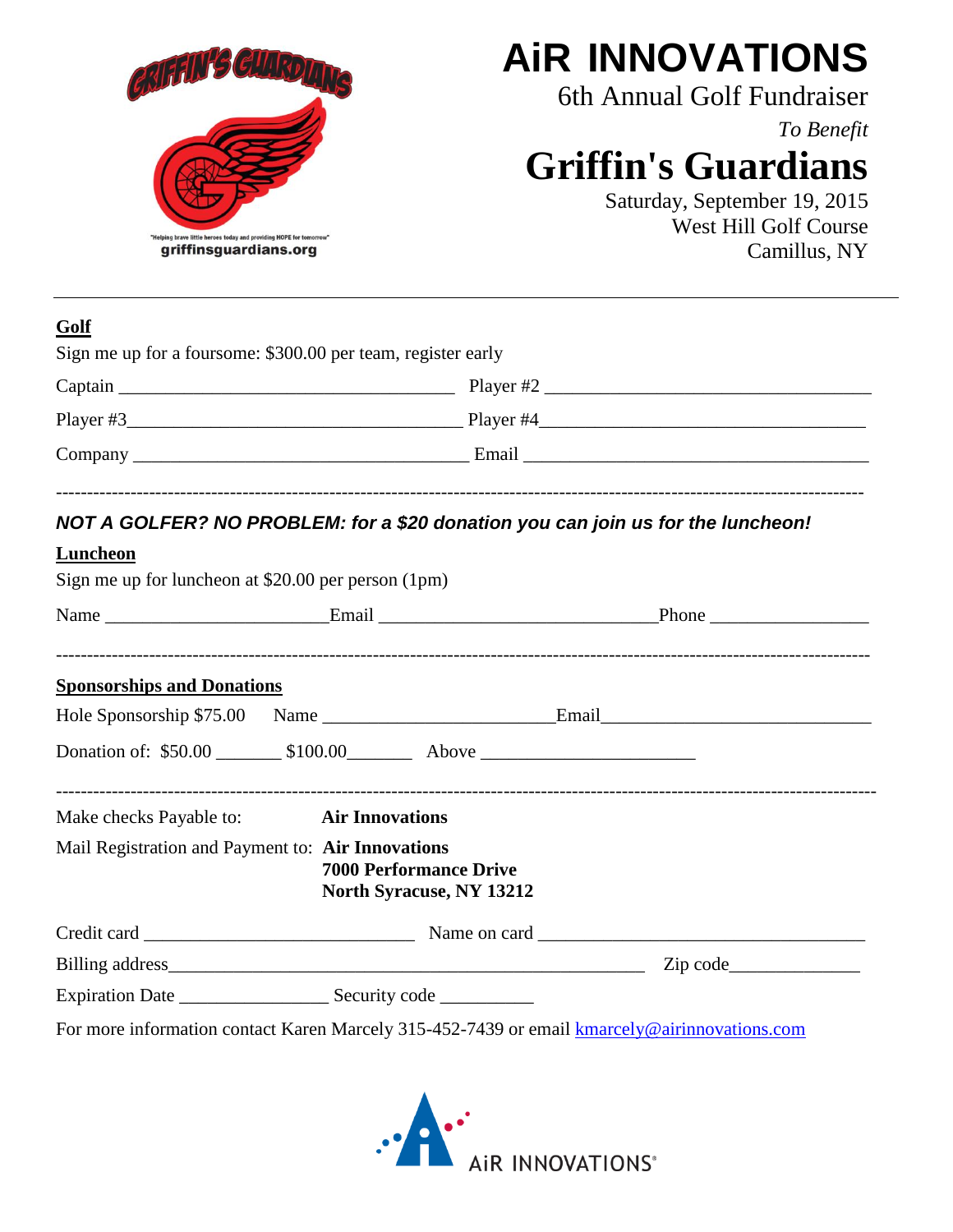# AiR INNOVATIONS

6th Annual Golf Fundraiser

*To Benefit*

## Griffin's Guardians

Saturday, September 19, 2015
West Hill Golf Course
Camillus, NY

"Helping brave little heroes today and providing HOPE for tomorrow"
griffinsguardians.org

---

**Golf**

Sign me up for a foursome: $300.00 per team, register early

Captain ____________________________________ Player #2 ___________________________________

Player #3____________________________________ Player #4___________________________________

Company ____________________________________ Email ______________________________________

---

***NOT A GOLFER? NO PROBLEM: for a $20 donation you can join us for the luncheon!***

**Luncheon**

Sign me up for luncheon at $20.00 per person (1pm)

Name ________________________Email ______________________________Phone _________________

---

**Sponsorships and Donations**

Hole Sponsorship $75.00 Name _________________________Email_____________________________

Donation of: $50.00 _______ $100.00_______ Above _______________________

---

Make checks Payable to: **Air Innovations**

Mail Registration and Payment to: **Air Innovations**
**7000 Performance Drive**
**North Syracuse, NY 13212**

Credit card _____________________________ Name on card ___________________________________

Billing address_______________________________________________________ Zip code______________

Expiration Date ________________ Security code __________

For more information contact Karen Marcely 315-452-7439 or email kmarcely@airinnovations.com

AiR INNOVATIONS®